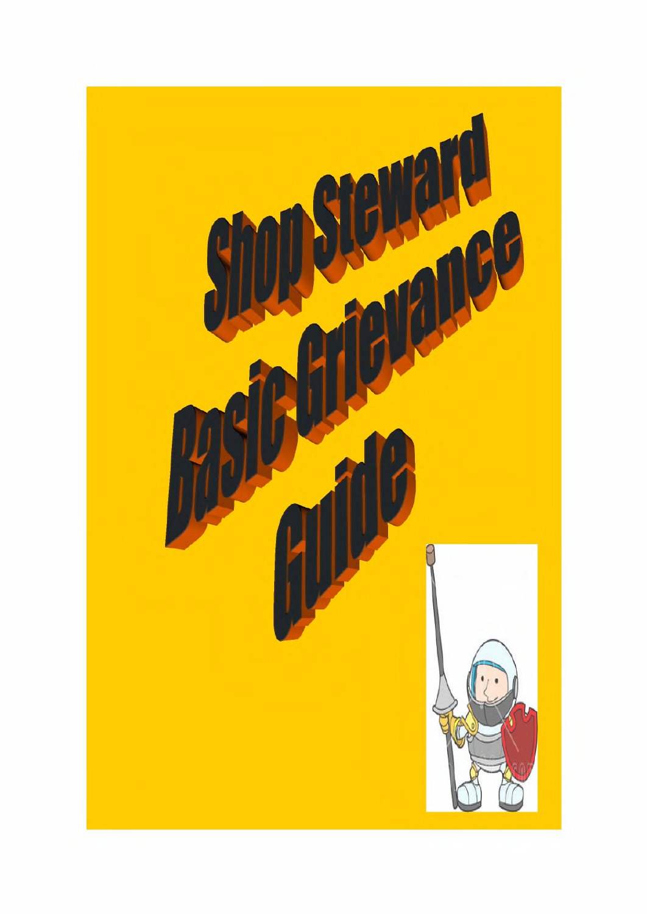# Shop Steward Basic Grievance Guide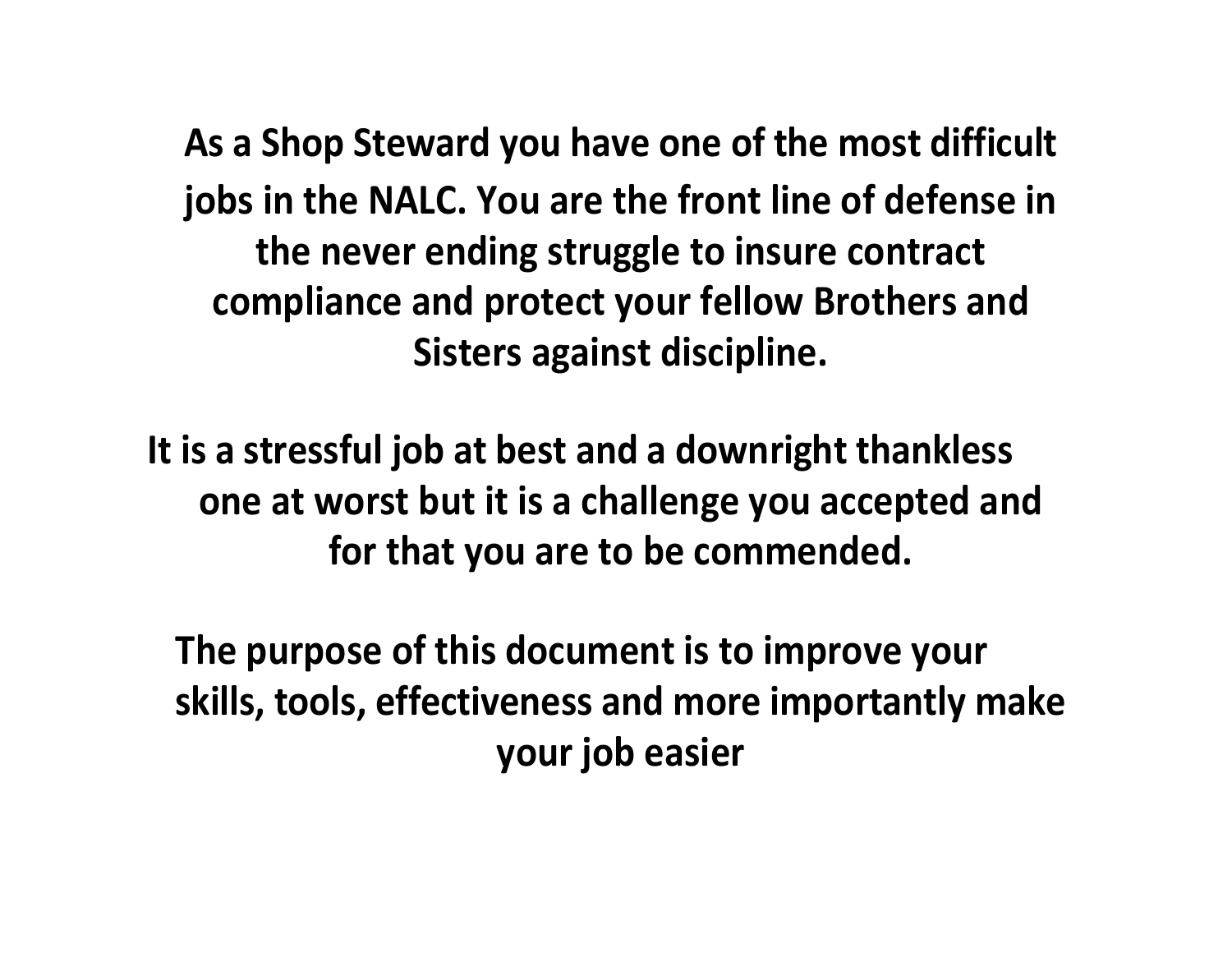**As a Shop Steward you have one of the most difficult jobs in the NALC. You are the front line of defense in the never ending struggle to insure contract compliance and protect your fellow Brothers and Sisters against discipline.**

**It is a stressful job at best and a downright thankless one at worst but it is a challenge you accepted and for that you are to be commended.**

**The purpose of this document is to improve your skills, tools, effectiveness and more importantly make your job easier**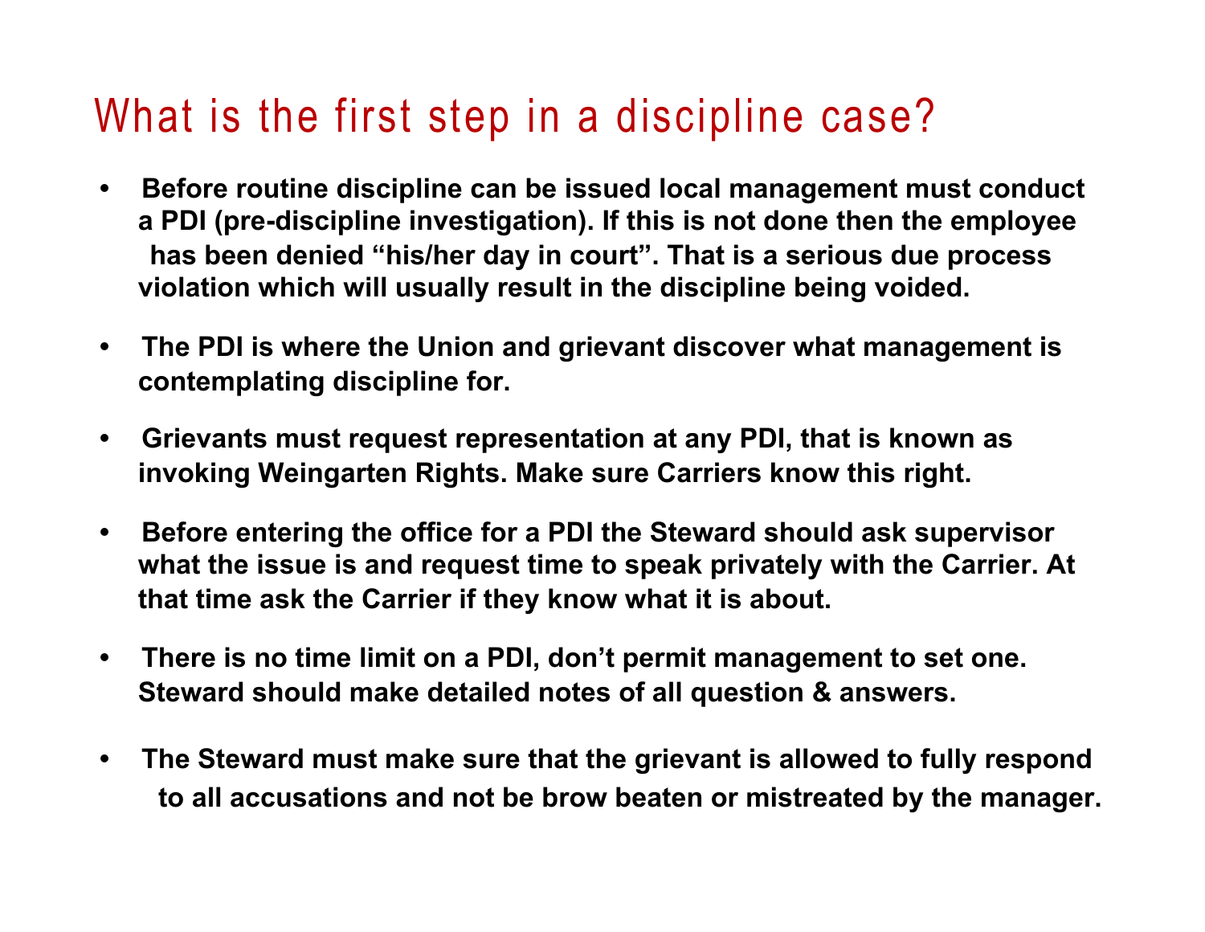# What is the first step in a discipline case?

- **Before routine discipline can be issued local management must conduct a PDI (pre-discipline investigation). If this is not done then the employee has been denied "his/her day in court". That is a serious due process violation which will usually result in the discipline being voided.**

- **The PDI is where the Union and grievant discover what management is contemplating discipline for.**

- **Grievants must request representation at any PDI, that is known as invoking Weingarten Rights. Make sure Carriers know this right.**

- **Before entering the office for a PDI the Steward should ask supervisor what the issue is and request time to speak privately with the Carrier. At that time ask the Carrier if they know what it is about.**

- **There is no time limit on a PDI, don't permit management to set one. Steward should make detailed notes of all question & answers.**

- **The Steward must make sure that the grievant is allowed to fully respond to all accusations and not be brow beaten or mistreated by the manager.**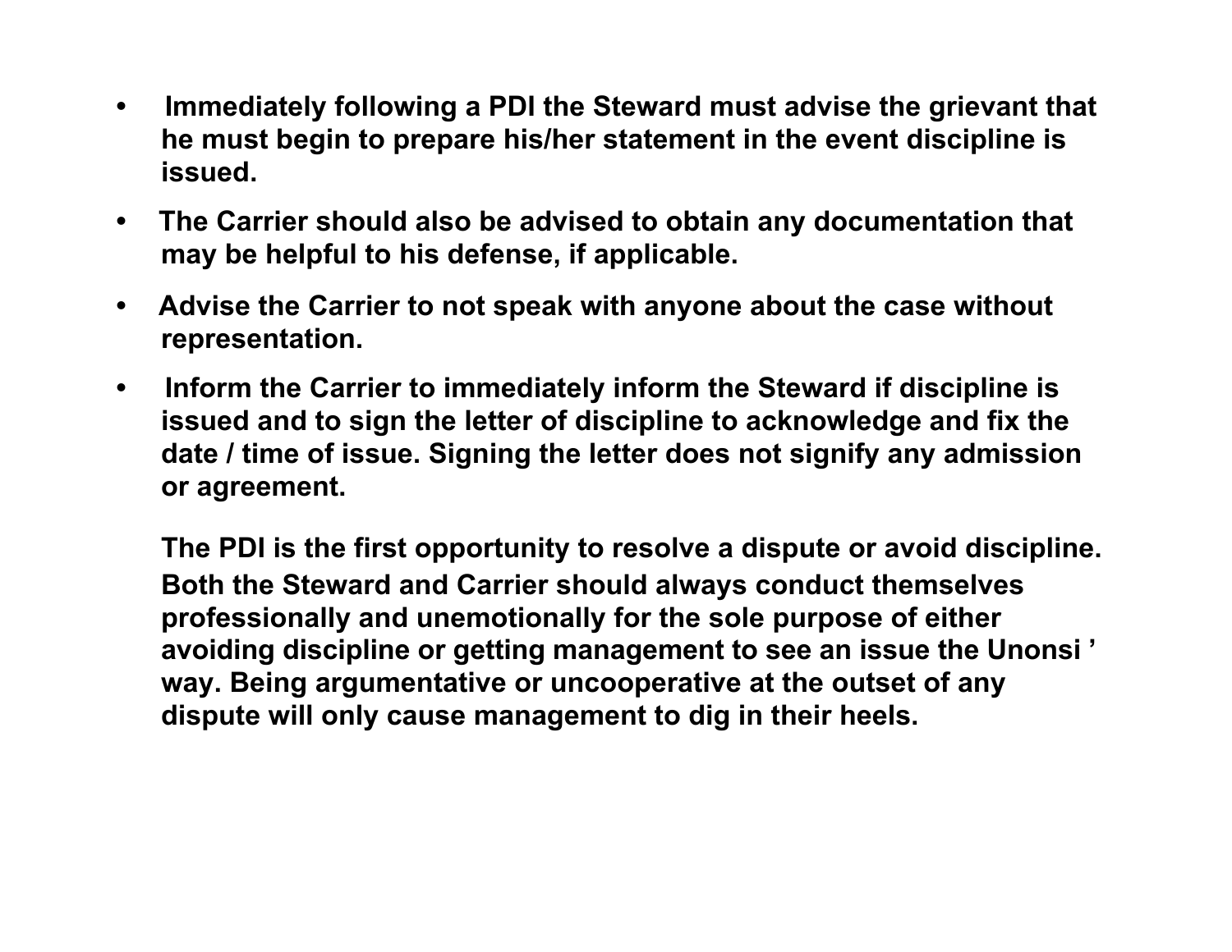- Immediately following a PDI the Steward must advise the grievant that he must begin to prepare his/her statement in the event discipline is issued.
- The Carrier should also be advised to obtain any documentation that may be helpful to his defense, if applicable.
- Advise the Carrier to not speak with anyone about the case without representation.
- Inform the Carrier to immediately inform the Steward if discipline is issued and to sign the letter of discipline to acknowledge and fix the date / time of issue. Signing the letter does not signify any admission or agreement.

The PDI is the first opportunity to resolve a dispute or avoid discipline. Both the Steward and Carrier should always conduct themselves professionally and unemotionally for the sole purpose of either avoiding discipline or getting management to see an issue the Unonsi ' way. Being argumentative or uncooperative at the outset of any dispute will only cause management to dig in their heels.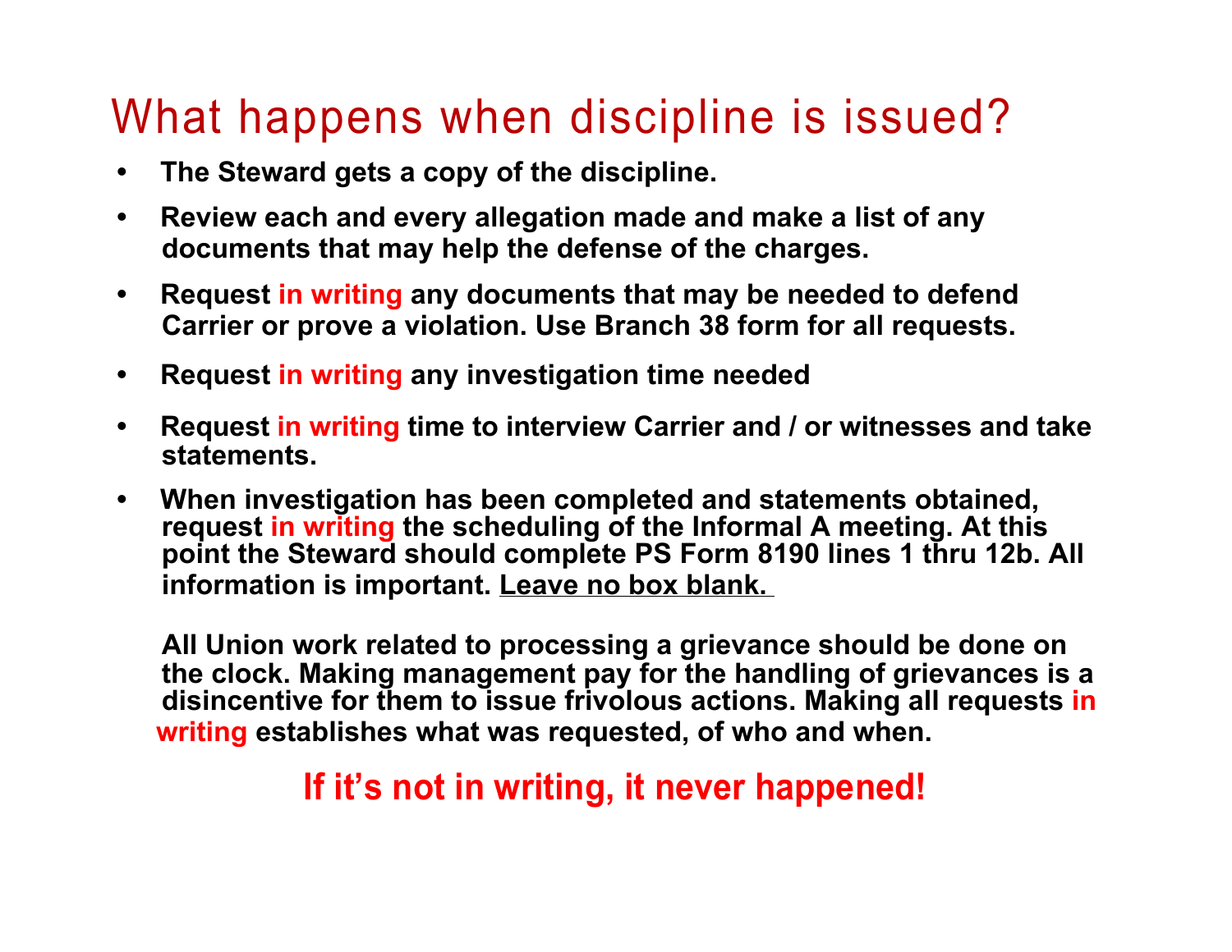# What happens when discipline is issued?

- **The Steward gets a copy of the discipline.**
- **Review each and every allegation made and make a list of any documents that may help the defense of the charges.**
- **Request in writing any documents that may be needed to defend Carrier or prove a violation. Use Branch 38 form for all requests.**
- **Request in writing any investigation time needed**
- **Request in writing time to interview Carrier and / or witnesses and take statements.**
- **When investigation has been completed and statements obtained, request in writing the scheduling of the Informal A meeting. At this point the Steward should complete PS Form 8190 lines 1 thru 12b. All information is important. <u>Leave no box blank.</u>**

**All Union work related to processing a grievance should be done on the clock. Making management pay for the handling of grievances is a disincentive for them to issue frivolous actions. Making all requests in writing establishes what was requested, of who and when.**

**If it's not in writing, it never happened!**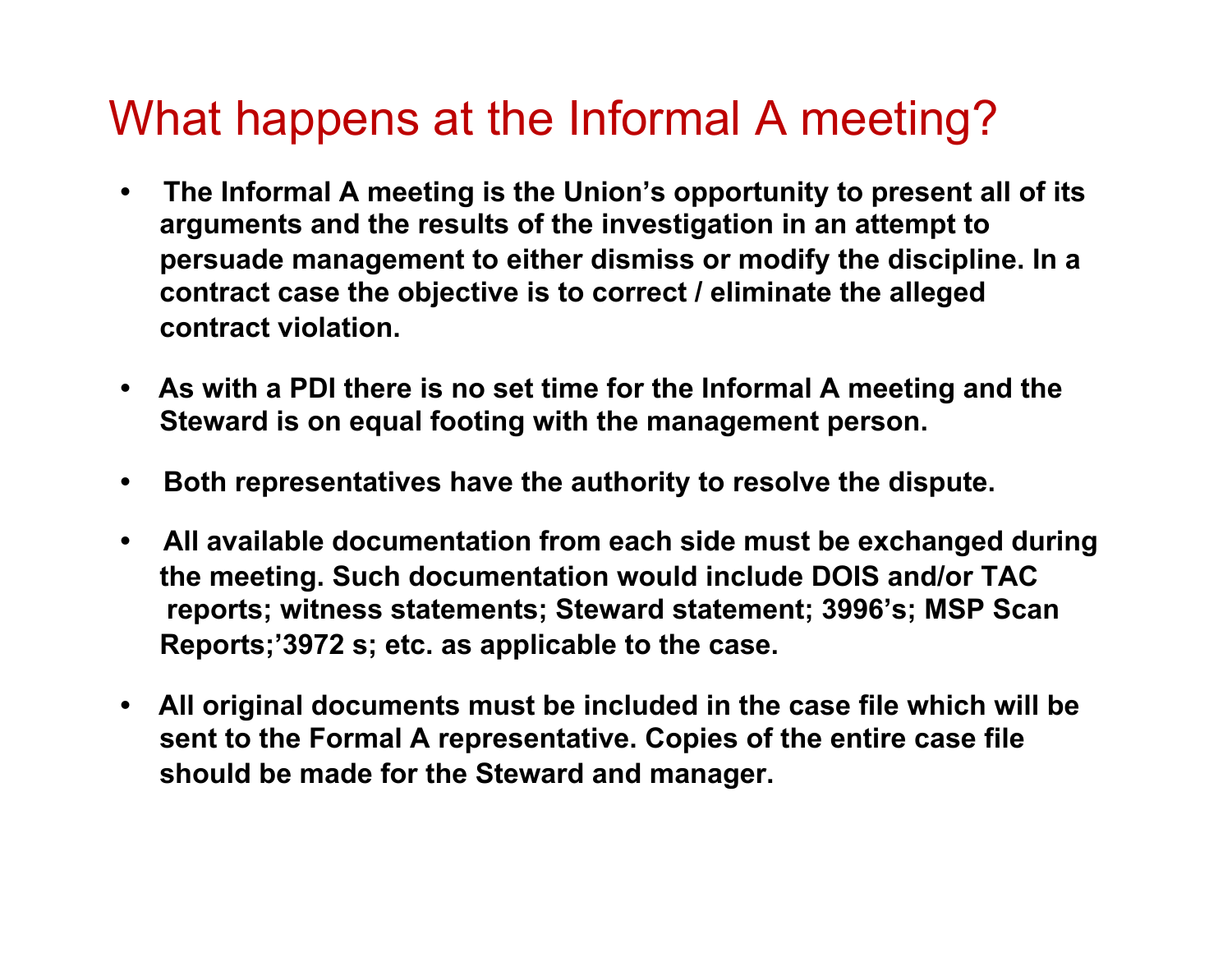# What happens at the Informal A meeting?

- **The Informal A meeting is the Union's opportunity to present all of its arguments and the results of the investigation in an attempt to persuade management to either dismiss or modify the discipline. In a contract case the objective is to correct / eliminate the alleged contract violation.**

- **As with a PDI there is no set time for the Informal A meeting and the Steward is on equal footing with the management person.**

- **Both representatives have the authority to resolve the dispute.**

- **All available documentation from each side must be exchanged during the meeting. Such documentation would include DOIS and/or TAC reports; witness statements; Steward statement; 3996's; MSP Scan Reports;'3972 s; etc. as applicable to the case.**

- **All original documents must be included in the case file which will be sent to the Formal A representative. Copies of the entire case file should be made for the Steward and manager.**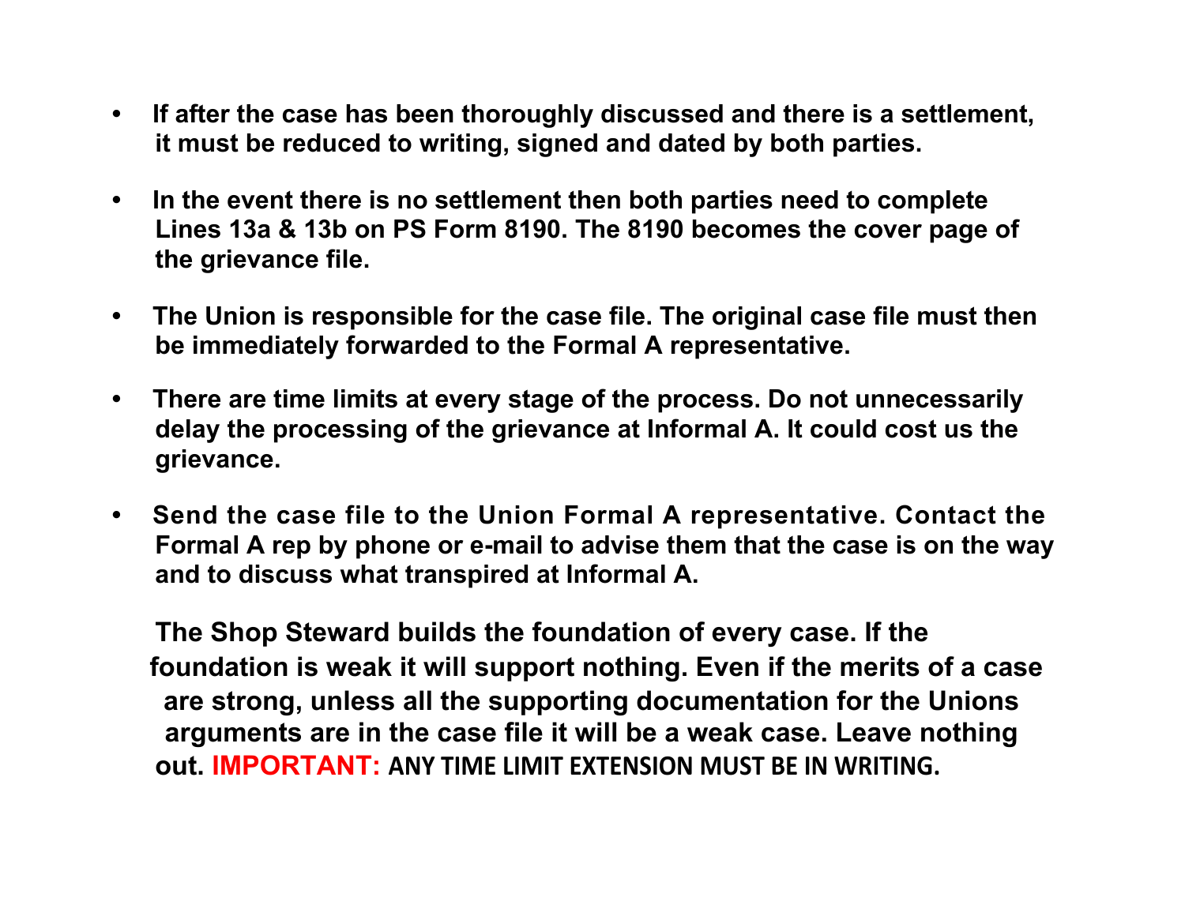- **If after the case has been thoroughly discussed and there is a settlement, it must be reduced to writing, signed and dated by both parties.**

- **In the event there is no settlement then both parties need to complete Lines 13a & 13b on PS Form 8190. The 8190 becomes the cover page of the grievance file.**

- **The Union is responsible for the case file. The original case file must then be immediately forwarded to the Formal A representative.**

- **There are time limits at every stage of the process. Do not unnecessarily delay the processing of the grievance at Informal A. It could cost us the grievance.**

- **Send the case file to the Union Formal A representative. Contact the Formal A rep by phone or e-mail to advise them that the case is on the way and to discuss what transpired at Informal A.**

**The Shop Steward builds the foundation of every case. If the foundation is weak it will support nothing. Even if the merits of a case are strong, unless all the supporting documentation for the Unions arguments are in the case file it will be a weak case. Leave nothing out. IMPORTANT: ANY TIME LIMIT EXTENSION MUST BE IN WRITING.**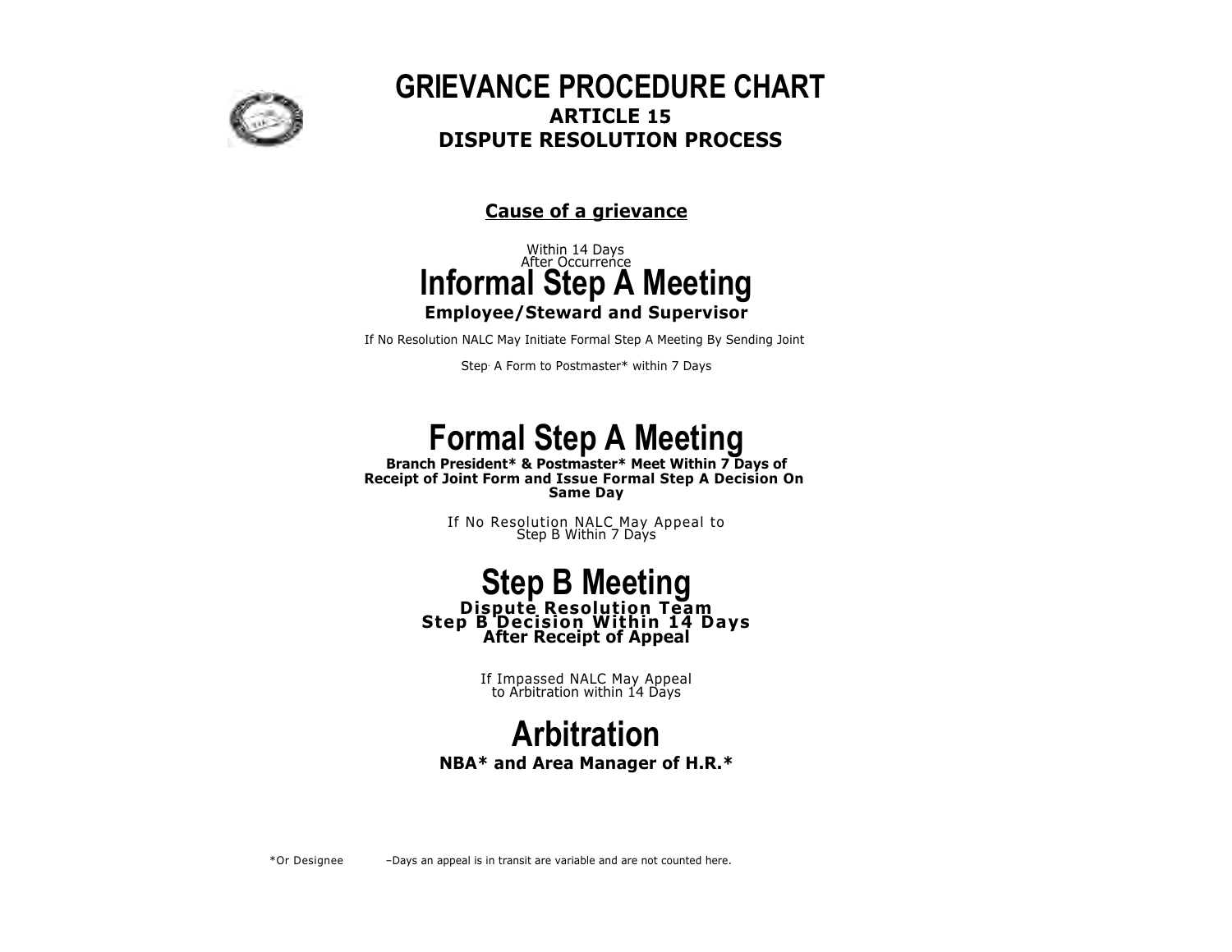# GRIEVANCE PROCEDURE CHART

## ARTICLE 15
## DISPUTE RESOLUTION PROCESS

**Cause of a grievance**

Within 14 Days
After Occurrence

## Informal Step A Meeting

**Employee/Steward and Supervisor**

If No Resolution NALC May Initiate Formal Step A Meeting By Sending Joint

Step A Form to Postmaster* within 7 Days

## Formal Step A Meeting

**Branch President* & Postmaster* Meet Within 7 Days of Receipt of Joint Form and Issue Formal Step A Decision On Same Day**

If No Resolution NALC May Appeal to
Step B Within 7 Days

## Step B Meeting

**Dispute Resolution Team**
**Step B Decision Within 14 Days After Receipt of Appeal**

If Impassed NALC May Appeal
to Arbitration within 14 Days

## Arbitration

**NBA* and Area Manager of H.R.***

*Or Designee –Days an appeal is in transit are variable and are not counted here.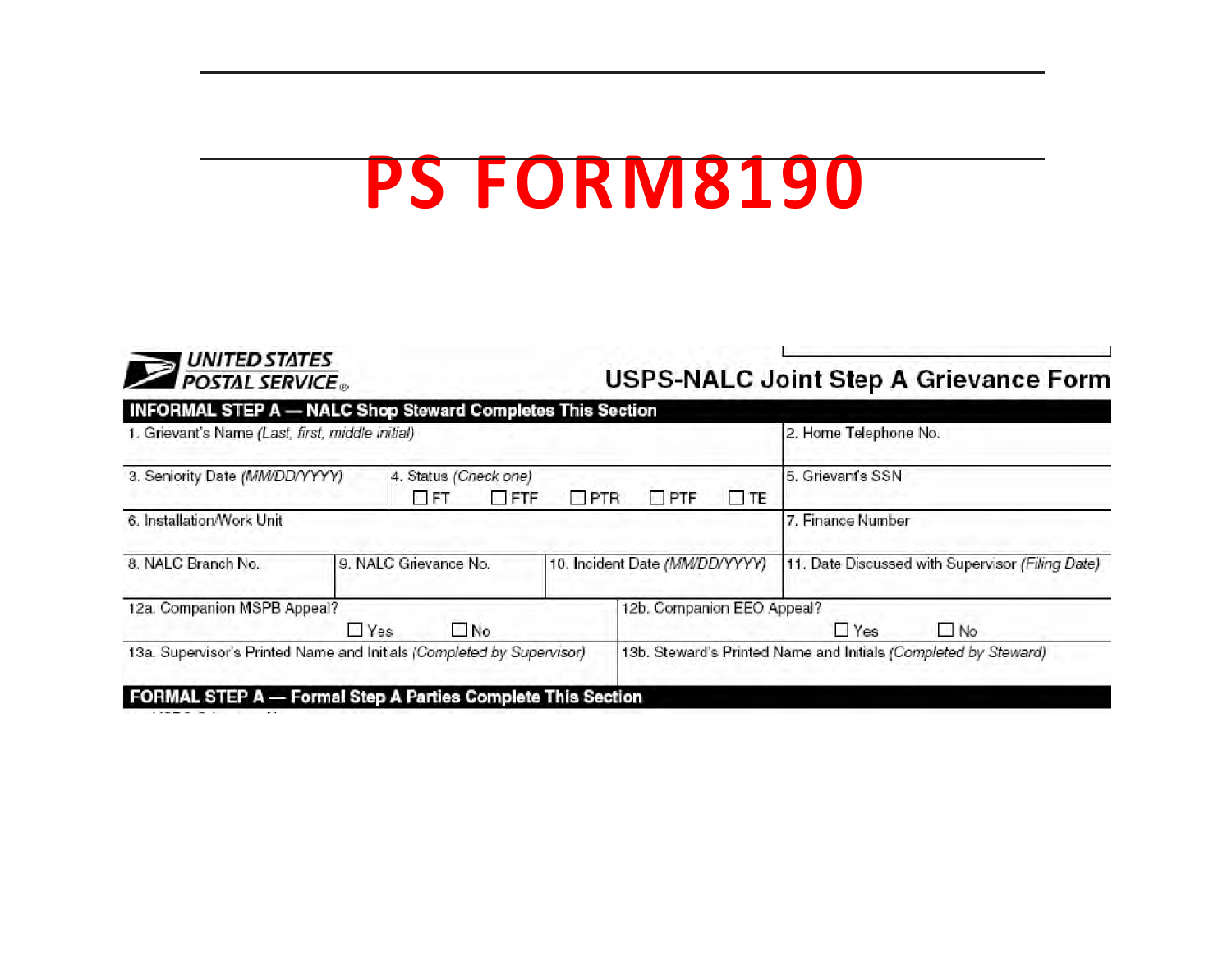# PS FORM8190

**UNITED STATES POSTAL SERVICE®**

## USPS-NALC Joint Step A Grievance Form

**INFORMAL STEP A — NALC Shop Steward Completes This Section**

| | | | |
|---|---|---|---|
| 1. Grievant's Name *(Last, first, middle initial)* | | | 2. Home Telephone No. |
| 3. Seniority Date *(MM/DD/YYYY)* | 4. Status *(Check one)* ☐ FT ☐ FTF ☐ PTR ☐ PTF ☐ TE | | 5. Grievant's SSN |
| 6. Installation/Work Unit | | | 7. Finance Number |
| 8. NALC Branch No. | 9. NALC Grievance No. | 10. Incident Date *(MM/DD/YYYY)* | 11. Date Discussed with Supervisor *(Filing Date)* |
| 12a. Companion MSPB Appeal? ☐ Yes ☐ No | | 12b. Companion EEO Appeal? ☐ Yes ☐ No | |
| 13a. Supervisor's Printed Name and Initials *(Completed by Supervisor)* | | 13b. Steward's Printed Name and Initials *(Completed by Steward)* | |

**FORMAL STEP A — Formal Step A Parties Complete This Section**